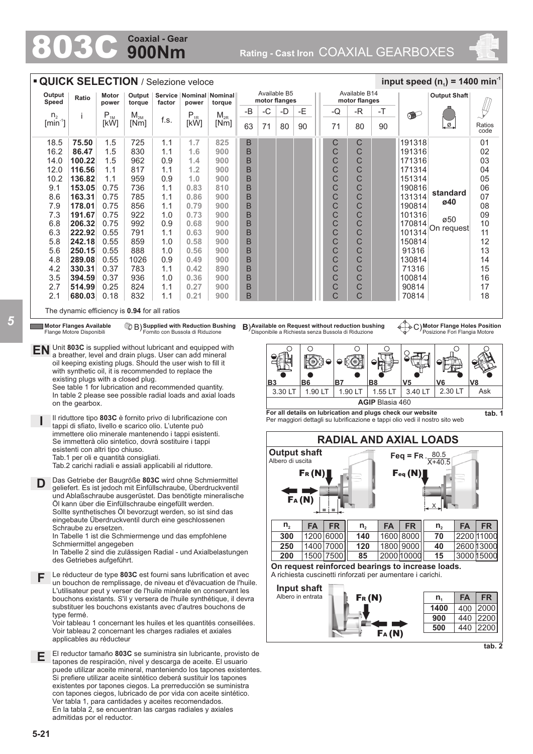# 803C Coaxial - Gear 900Nm

Rating - Cast Iron COAXIAL GEARBOXES

## QUICK SELECTION / Selezione veloce

input speed ($n_1$) = 1400 min$^{-1}$

| Output Speed $n_2$ [min$^{-1}$] | Ratio i | Motor power $P_{1M}$ [kW] | Output torque $M_{2M}$ [Nm] | Service factor f.s. | Nominal power $P_{1R}$ [kW] | Nominal torque $M_{2R}$ [Nm] | Available B5 motor flanges -B 63 | -C 71 | -D 80 | -E 90 | Available B14 motor flanges -Q 71 | -R 80 | -T 90 | | Output Shaft ø | Ratios code |
|---|---|---|---|---|---|---|---|---|---|---|---|---|---|---|---|---|
| 18.5 | **75.50** | 1.5 | 725 | 1.1 | 1.7 | 825 | B | | | | C | C | | 191318 | standard ø40<br>ø50 On request | 01 |
| 16.2 | **86.47** | 1.5 | 830 | 1.1 | 1.6 | 900 | B | | | | C | C | | 191316 | | 02 |
| 14.0 | **100.22** | 1.5 | 962 | 0.9 | 1.4 | 900 | B | | | | C | C | | 171316 | | 03 |
| 12.0 | **116.56** | 1.1 | 817 | 1.1 | 1.2 | 900 | B | | | | C | C | | 171314 | | 04 |
| 10.2 | **136.82** | 1.1 | 959 | 0.9 | 1.0 | 900 | B | | | | C | C | | 151314 | | 05 |
| 9.1 | **153.05** | 0.75 | 736 | 1.1 | 0.83 | 810 | B | | | | C | C | | 190816 | | 06 |
| 8.6 | **163.31** | 0.75 | 785 | 1.1 | 0.86 | 900 | B | | | | C | C | | 131314 | | 07 |
| 7.9 | **178.01** | 0.75 | 856 | 1.1 | 0.79 | 900 | B | | | | C | C | | 190814 | | 08 |
| 7.3 | **191.67** | 0.75 | 922 | 1.0 | 0.73 | 900 | B | | | | C | C | | 101316 | | 09 |
| 6.8 | **206.32** | 0.75 | 992 | 0.9 | 0.68 | 900 | B | | | | C | C | | 170814 | | 10 |
| 6.3 | **222.92** | 0.55 | 791 | 1.1 | 0.63 | 900 | B | | | | C | C | | 101314 | | 11 |
| 5.8 | **242.18** | 0.55 | 859 | 1.0 | 0.58 | 900 | B | | | | C | C | | 150814 | | 12 |
| 5.6 | **250.15** | 0.55 | 888 | 1.0 | 0.56 | 900 | B | | | | C | C | | 91316 | | 13 |
| 4.8 | **289.08** | 0.55 | 1026 | 0.9 | 0.49 | 900 | B | | | | C | C | | 130814 | | 14 |
| 4.2 | **330.31** | 0.37 | 783 | 1.1 | 0.42 | 890 | B | | | | C | C | | 71316 | | 15 |
| 3.5 | **394.59** | 0.37 | 936 | 1.0 | 0.36 | 900 | B | | | | C | C | | 100814 | | 16 |
| 2.7 | **514.99** | 0.25 | 824 | 1.1 | 0.27 | 900 | B | | | | C | C | | 90814 | | 17 |
| 2.1 | **680.03** | 0.18 | 832 | 1.1 | 0.21 | 900 | B | | | | C | C | | 70814 | | 18 |

The dynamic efficiency is **0.94** for all ratios

**Motor Flanges Available** / Flange Motore Disponibili — B) **Supplied with Reduction Bushing** / Fornito con Bussola di Riduzione — B) **Available on Request without reduction bushing** / Disponibile a Richiesta senza Bussola di Riduzione — C) **Motor Flange Holes Position** / Posizione Fori Flangia Motore

**EN** Unit **803C** is supplied without lubricant and equipped with a breather, level and drain plugs. User can add mineral oil keeping existing plugs. Should the user wish to fill it with synthetic oil, it is recommended to replace the existing plugs with a closed plug.
See table 1 for lubrication and recommended quantity.
In table 2 please see possible radial loads and axial loads on the gearbox.

**I** Il riduttore tipo **803C** è fornito privo di lubrificazione con tappi di sfiato, livello e scarico olio. L'utente può immettere olio minerale mantenendo i tappi esistenti. Se immetterà olio sintetico, dovrà sostituire i tappi esistenti con altri tipo chiuso.
Tab.1 per oli e quantità consigliati.
Tab.2 carichi radiali e assiali applicabili al riduttore.

**D** Das Getriebe der Baugröße **803C** wird ohne Schmiermittel geliefert. Es ist jedoch mit Einfüllschraube, Überdruckventil und Ablaßschraube ausgerüstet. Das benötigte mineralische Öl kann über die Einfüllschraube eingefüllt werden. Sollte synthetisches Öl bevorzugt werden, so ist sind das eingebaute Überdruckventil durch eine geschlossenen Schraube zu ersetzen.
In Tabelle 1 ist die Schmiermenge und das empfohlene Schmiermittel angegeben
In Tabelle 2 sind die zulässigen Radial - und Axialbelastungen des Getriebes aufgeführt.

**F** Le réducteur de type **803C** est fourni sans lubrification et avec un bouchon de remplissage, de niveau et d'évacuation de l'huile. L'utilisateur peut y verser de l'huile minérale en conservant les bouchons existants. S'il y versera de l'huile synthétique, il devra substituer les bouchons existants avec d'autres bouchons de type fermé.
Voir tableau 1 concernant les huiles et les quantités conseillées.
Voir tableau 2 concernant les charges radiales et axiales applicables au réducteur

**E** El reductor tamaño **803C** se suministra sin lubricante, provisto de tapones de respiración, nivel y descarga de aceite. El usuario puede utilizar aceite mineral, manteniendo los tapones existentes. Si prefiere utilizar aceite sintético deberá sustituir los tapones existentes por tapones ciegos. La prerreducción se suministra con tapones ciegos, lubricado de por vida con aceite sintético. Ver tabla 1, para cantidades y aceites recomendados.
En la tabla 2, se encuentran las cargas radiales y axiales admitidas por el reductor.

| B3 | B6 | B7 | B8 | V5 | V6 | V8 |
|---|---|---|---|---|---|---|
| 3.30 LT | 1.90 LT | 1.90 LT | 1.55 LT | 3.40 LT | 2.30 LT | Ask |
| **AGIP** Blasia 460 | | | | | | |

**For all details on lubrication and plugs check our website**
Per maggiori dettagli su lubrificazione e tappi olio vedi il nostro sito web

**tab. 1**

## RADIAL AND AXIAL LOADS

**Output shaft**
Albero di uscita

$$F_{eq} = F_R \cdot \frac{80.5}{X+40.5}$$

| $n_2$ | FA | FR | $n_2$ | FA | FR | $n_2$ | FA | FR |
|---|---|---|---|---|---|---|---|---|
| **300** | 1200 | 6000 | **140** | 1600 | 8000 | **70** | 2200 | 11000 |
| **250** | 1400 | 7000 | **120** | 1800 | 9000 | **40** | 2600 | 13000 |
| **200** | 1500 | 7500 | **85** | 2000 | 10000 | **15** | 3000 | 15000 |

**On request reinforced bearings to increase loads.**
A richiesta cuscinetti rinforzati per aumentare i carichi.

**Input shaft**
Albero in entrata

| $n_1$ | FA | FR |
|---|---|---|
| **1400** | 400 | 2000 |
| **900** | 440 | 2200 |
| **500** | 440 | 2200 |

**tab. 2**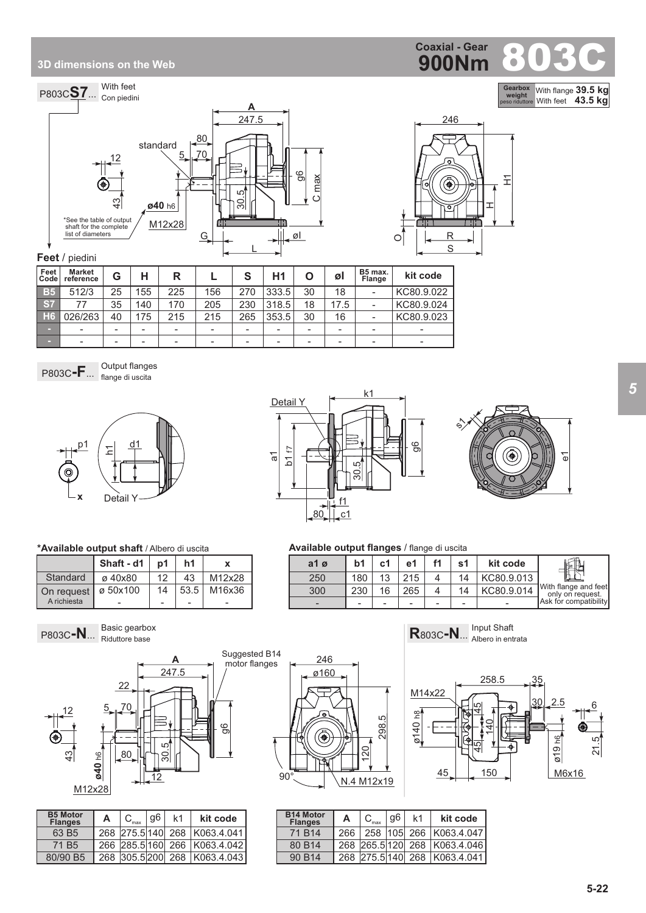# Coaxial - Gear 900Nm 803C

3D dimensions on the Web

| Gearbox weight / peso riduttore | |
|---|---|
| With flange | 39.5 kg |
| With feet | 43.5 kg |

## P803C**S7**... With feet / Con piedini

standard

*See the table of output shaft for the complete list of diameters

### Feet / piedini

| Feet Code | Market reference | G | H | R | L | S | H1 | O | øl | B5 max. Flange | kit code |
|---|---|---|---|---|---|---|---|---|---|---|---|
| B5 | 512/3 | 25 | 155 | 225 | 156 | 270 | 333.5 | 30 | 18 | - | KC80.9.022 |
| S7 | 77 | 35 | 140 | 170 | 205 | 230 | 318.5 | 18 | 17.5 | - | KC80.9.024 |
| H6 | 026/263 | 40 | 175 | 215 | 215 | 265 | 353.5 | 30 | 16 | - | KC80.9.023 |
| - | - | - | - | - | - | - | - | - | - | - | - |
| - | - | - | - | - | - | - | - | - | - | - | - |

## P803C**-F**... Output flanges / flange di uscita

Detail Y

### *Available output shaft / Albero di uscita

| | Shaft - d1 | p1 | h1 | x |
|---|---|---|---|---|
| Standard | ø 40x80 | 12 | 43 | M12x28 |
| On request / A richiesta | ø 50x100 | 14 | 53.5 | M16x36 |
| | - | - | - | - |

### Available output flanges / flange di uscita

| a1 ø | b1 | c1 | e1 | f1 | s1 | kit code |
|---|---|---|---|---|---|---|
| 250 | 180 | 13 | 215 | 4 | 14 | KC80.9.013 |
| 300 | 230 | 16 | 265 | 4 | 14 | KC80.9.014 |
| - | - | - | - | - | - | - |

With flange and feet only on request. Ask for compatibility

## P803C**-N**... Basic gearbox / Riduttore base

Suggested B14 motor flanges

N.4 M12x19

| B5 Motor Flanges | A | $C_{max}$ | g6 | k1 | kit code |
|---|---|---|---|---|---|
| 63 B5 | 268 | 275.5 | 140 | 268 | K063.4.041 |
| 71 B5 | 266 | 285.5 | 160 | 266 | K063.4.042 |
| 80/90 B5 | 268 | 305.5 | 200 | 268 | K063.4.043 |

| B14 Motor Flanges | A | $C_{max}$ | g6 | k1 | kit code |
|---|---|---|---|---|---|
| 71 B14 | 266 | 258 | 105 | 266 | K063.4.047 |
| 80 B14 | 268 | 265.5 | 120 | 268 | K063.4.046 |
| 90 B14 | 268 | 275.5 | 140 | 268 | K063.4.041 |

## **R**803C**-N**... Input Shaft / Albero in entrata

M14x22

M6x16